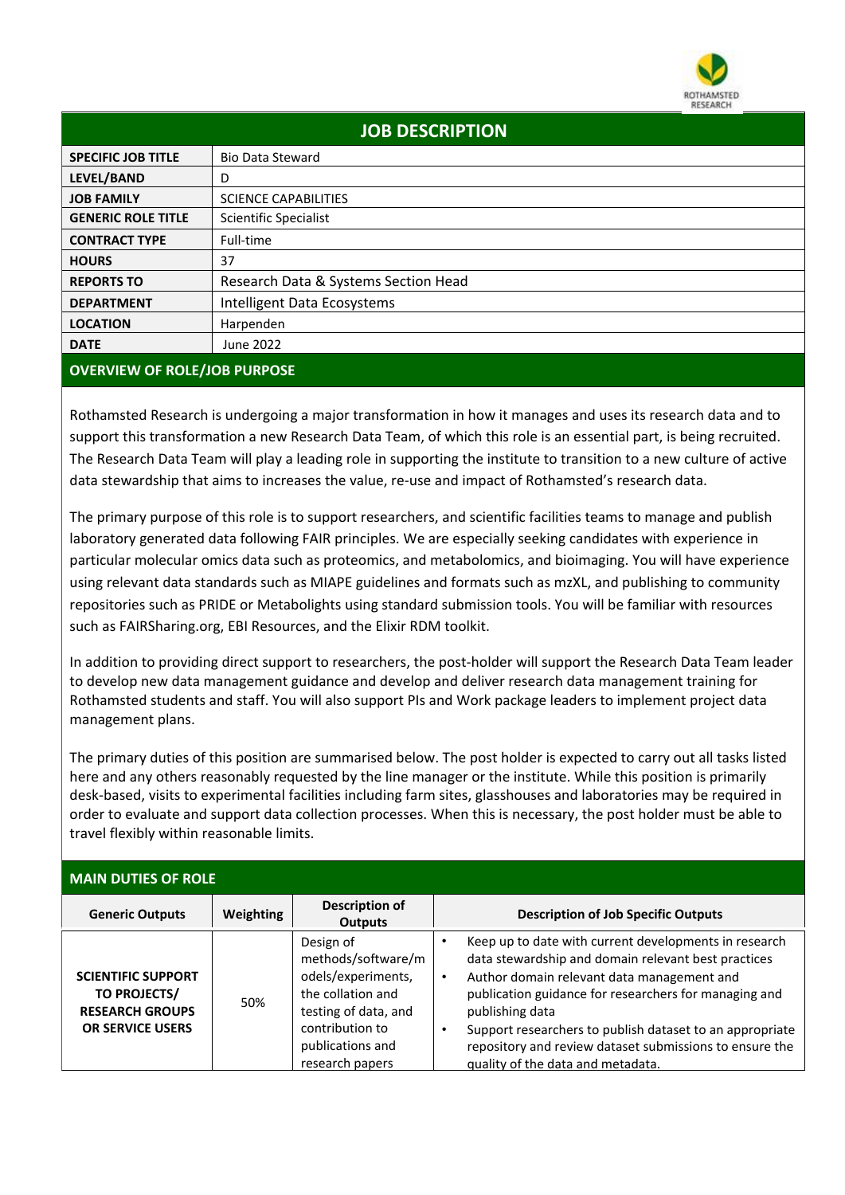# JOB DESCRIPTION

| | |
|---|---|
| **SPECIFIC JOB TITLE** | Bio Data Steward |
| **LEVEL/BAND** | D |
| **JOB FAMILY** | SCIENCE CAPABILITIES |
| **GENERIC ROLE TITLE** | Scientific Specialist |
| **CONTRACT TYPE** | Full-time |
| **HOURS** | 37 |
| **REPORTS TO** | Research Data & Systems Section Head |
| **DEPARTMENT** | Intelligent Data Ecosystems |
| **LOCATION** | Harpenden |
| **DATE** | June 2022 |

## OVERVIEW OF ROLE/JOB PURPOSE

Rothamsted Research is undergoing a major transformation in how it manages and uses its research data and to support this transformation a new Research Data Team, of which this role is an essential part, is being recruited. The Research Data Team will play a leading role in supporting the institute to transition to a new culture of active data stewardship that aims to increases the value, re-use and impact of Rothamsted's research data.

The primary purpose of this role is to support researchers, and scientific facilities teams to manage and publish laboratory generated data following FAIR principles. We are especially seeking candidates with experience in particular molecular omics data such as proteomics, and metabolomics, and bioimaging. You will have experience using relevant data standards such as MIAPE guidelines and formats such as mzXL, and publishing to community repositories such as PRIDE or Metabolights using standard submission tools. You will be familiar with resources such as FAIRSharing.org, EBI Resources, and the Elixir RDM toolkit.

In addition to providing direct support to researchers, the post-holder will support the Research Data Team leader to develop new data management guidance and develop and deliver research data management training for Rothamsted students and staff. You will also support PIs and Work package leaders to implement project data management plans.

The primary duties of this position are summarised below. The post holder is expected to carry out all tasks listed here and any others reasonably requested by the line manager or the institute. While this position is primarily desk-based, visits to experimental facilities including farm sites, glasshouses and laboratories may be required in order to evaluate and support data collection processes. When this is necessary, the post holder must be able to travel flexibly within reasonable limits.

## MAIN DUTIES OF ROLE

| Generic Outputs | Weighting | Description of Outputs | Description of Job Specific Outputs |
|---|---|---|---|
| **SCIENTIFIC SUPPORT TO PROJECTS/ RESEARCH GROUPS OR SERVICE USERS** | 50% | Design of methods/software/models/experiments, the collation and testing of data, and contribution to publications and research papers | • Keep up to date with current developments in research data stewardship and domain relevant best practices<br>• Author domain relevant data management and publication guidance for researchers for managing and publishing data<br>• Support researchers to publish dataset to an appropriate repository and review dataset submissions to ensure the quality of the data and metadata. |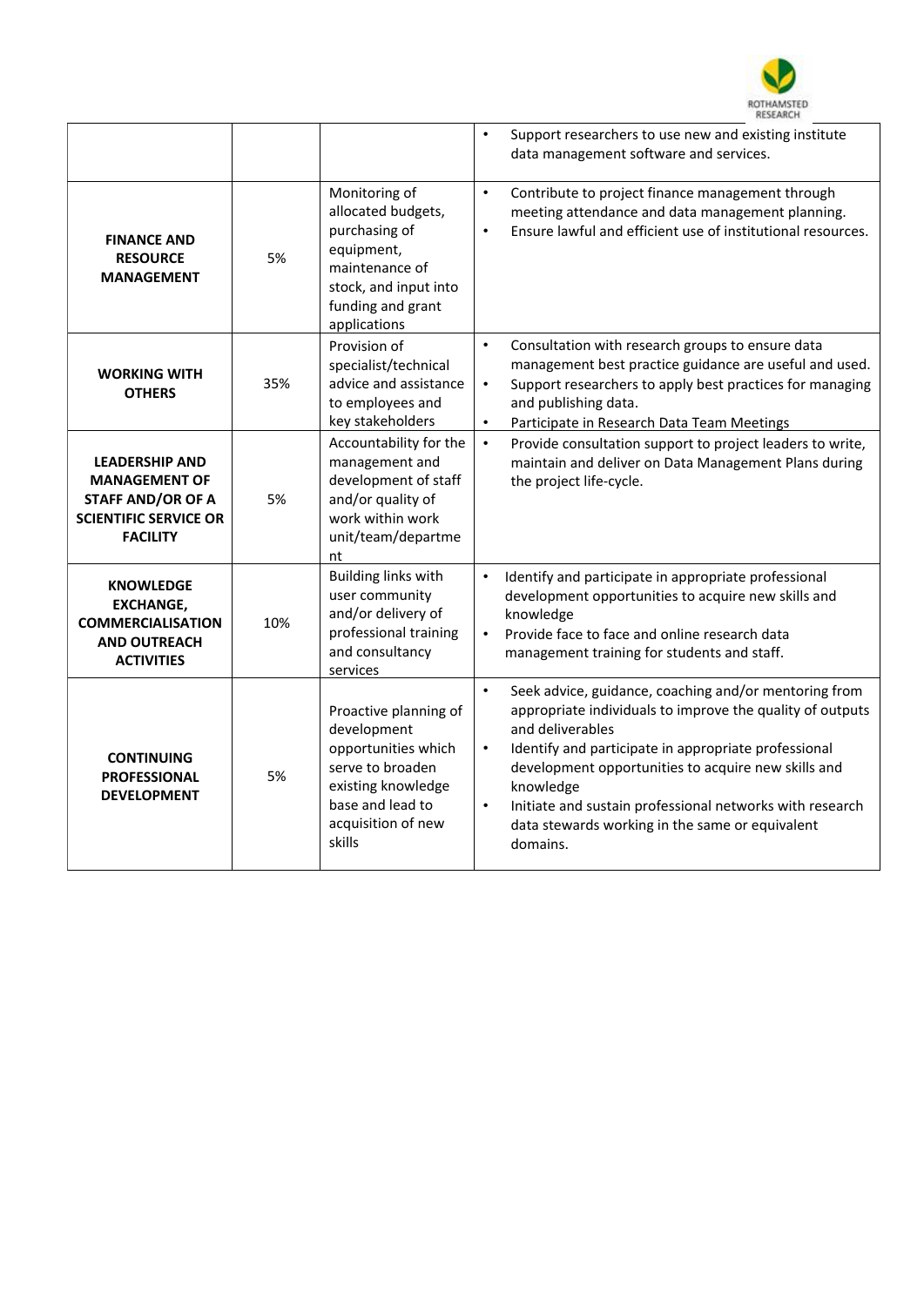| | | | |
|---|---|---|---|
| | | | • Support researchers to use new and existing institute data management software and services. |
| **FINANCE AND RESOURCE MANAGEMENT** | 5% | Monitoring of allocated budgets, purchasing of equipment, maintenance of stock, and input into funding and grant applications | • Contribute to project finance management through meeting attendance and data management planning.<br>• Ensure lawful and efficient use of institutional resources. |
| **WORKING WITH OTHERS** | 35% | Provision of specialist/technical advice and assistance to employees and key stakeholders | • Consultation with research groups to ensure data management best practice guidance are useful and used.<br>• Support researchers to apply best practices for managing and publishing data.<br>• Participate in Research Data Team Meetings |
| **LEADERSHIP AND MANAGEMENT OF STAFF AND/OR OF A SCIENTIFIC SERVICE OR FACILITY** | 5% | Accountability for the management and development of staff and/or quality of work within work unit/team/department | • Provide consultation support to project leaders to write, maintain and deliver on Data Management Plans during the project life-cycle. |
| **KNOWLEDGE EXCHANGE, COMMERCIALISATION AND OUTREACH ACTIVITIES** | 10% | Building links with user community and/or delivery of professional training and consultancy services | • Identify and participate in appropriate professional development opportunities to acquire new skills and knowledge<br>• Provide face to face and online research data management training for students and staff. |
| **CONTINUING PROFESSIONAL DEVELOPMENT** | 5% | Proactive planning of development opportunities which serve to broaden existing knowledge base and lead to acquisition of new skills | • Seek advice, guidance, coaching and/or mentoring from appropriate individuals to improve the quality of outputs and deliverables<br>• Identify and participate in appropriate professional development opportunities to acquire new skills and knowledge<br>• Initiate and sustain professional networks with research data stewards working in the same or equivalent domains. |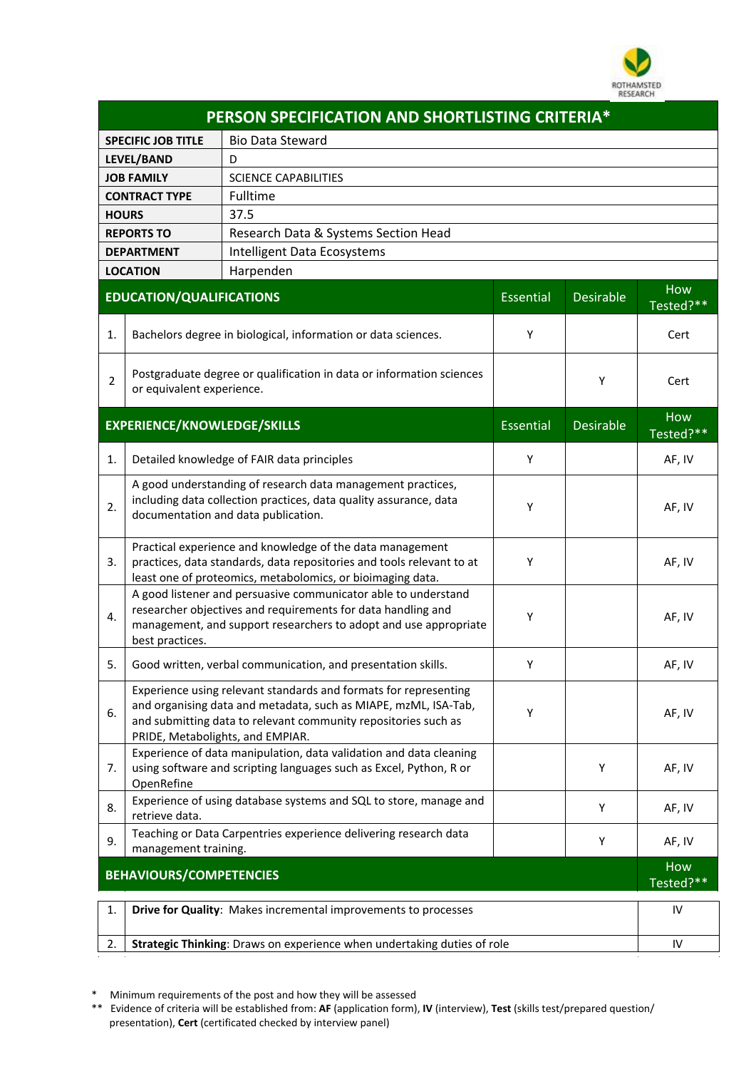# PERSON SPECIFICATION AND SHORTLISTING CRITERIA*

| | |
|---|---|
| **SPECIFIC JOB TITLE** | Bio Data Steward |
| **LEVEL/BAND** | D |
| **JOB FAMILY** | SCIENCE CAPABILITIES |
| **CONTRACT TYPE** | Fulltime |
| **HOURS** | 37.5 |
| **REPORTS TO** | Research Data & Systems Section Head |
| **DEPARTMENT** | Intelligent Data Ecosystems |
| **LOCATION** | Harpenden |

| | **EDUCATION/QUALIFICATIONS** | Essential | Desirable | How Tested?** |
|---|---|---|---|---|
| 1. | Bachelors degree in biological, information or data sciences. | Y | | Cert |
| 2 | Postgraduate degree or qualification in data or information sciences or equivalent experience. | | Y | Cert |

| | **EXPERIENCE/KNOWLEDGE/SKILLS** | Essential | Desirable | How Tested?** |
|---|---|---|---|---|
| 1. | Detailed knowledge of FAIR data principles | Y | | AF, IV |
| 2. | A good understanding of research data management practices, including data collection practices, data quality assurance, data documentation and data publication. | Y | | AF, IV |
| 3. | Practical experience and knowledge of the data management practices, data standards, data repositories and tools relevant to at least one of proteomics, metabolomics, or bioimaging data. | Y | | AF, IV |
| 4. | A good listener and persuasive communicator able to understand researcher objectives and requirements for data handling and management, and support researchers to adopt and use appropriate best practices. | Y | | AF, IV |
| 5. | Good written, verbal communication, and presentation skills. | Y | | AF, IV |
| 6. | Experience using relevant standards and formats for representing and organising data and metadata, such as MIAPE, mzML, ISA-Tab, and submitting data to relevant community repositories such as PRIDE, Metabolights, and EMPIAR. | Y | | AF, IV |
| 7. | Experience of data manipulation, data validation and data cleaning using software and scripting languages such as Excel, Python, R or OpenRefine | | Y | AF, IV |
| 8. | Experience of using database systems and SQL to store, manage and retrieve data. | | Y | AF, IV |
| 9. | Teaching or Data Carpentries experience delivering research data management training. | | Y | AF, IV |

| | **BEHAVIOURS/COMPETENCIES** | How Tested?** |
|---|---|---|
| 1. | **Drive for Quality**: Makes incremental improvements to processes | IV |
| 2. | **Strategic Thinking**: Draws on experience when undertaking duties of role | IV |

\* Minimum requirements of the post and how they will be assessed

\*\* Evidence of criteria will be established from: **AF** (application form), **IV** (interview), **Test** (skills test/prepared question/ presentation), **Cert** (certificated checked by interview panel)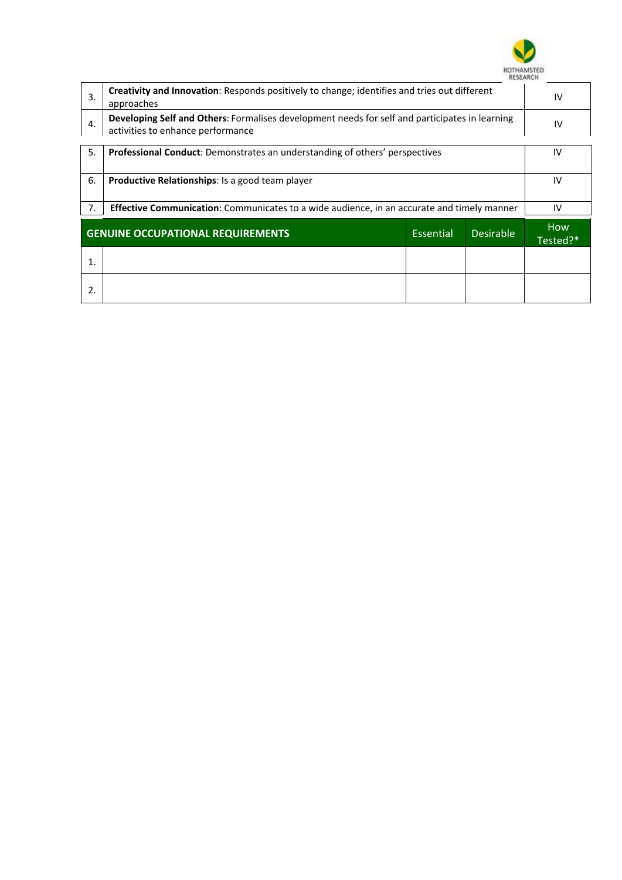| | | |
|---|---|---|
| 3. | **Creativity and Innovation**: Responds positively to change; identifies and tries out different approaches | IV |
| 4. | **Developing Self and Others**: Formalises development needs for self and participates in learning activities to enhance performance | IV |
| 5. | **Professional Conduct**: Demonstrates an understanding of others' perspectives | IV |
| 6. | **Productive Relationships**: Is a good team player | IV |
| 7. | **Effective Communication**: Communicates to a wide audience, in an accurate and timely manner | IV |

| | GENUINE OCCUPATIONAL REQUIREMENTS | Essential | Desirable | How Tested?* |
|---|---|---|---|---|
| 1. | | | | |
| 2. | | | | |